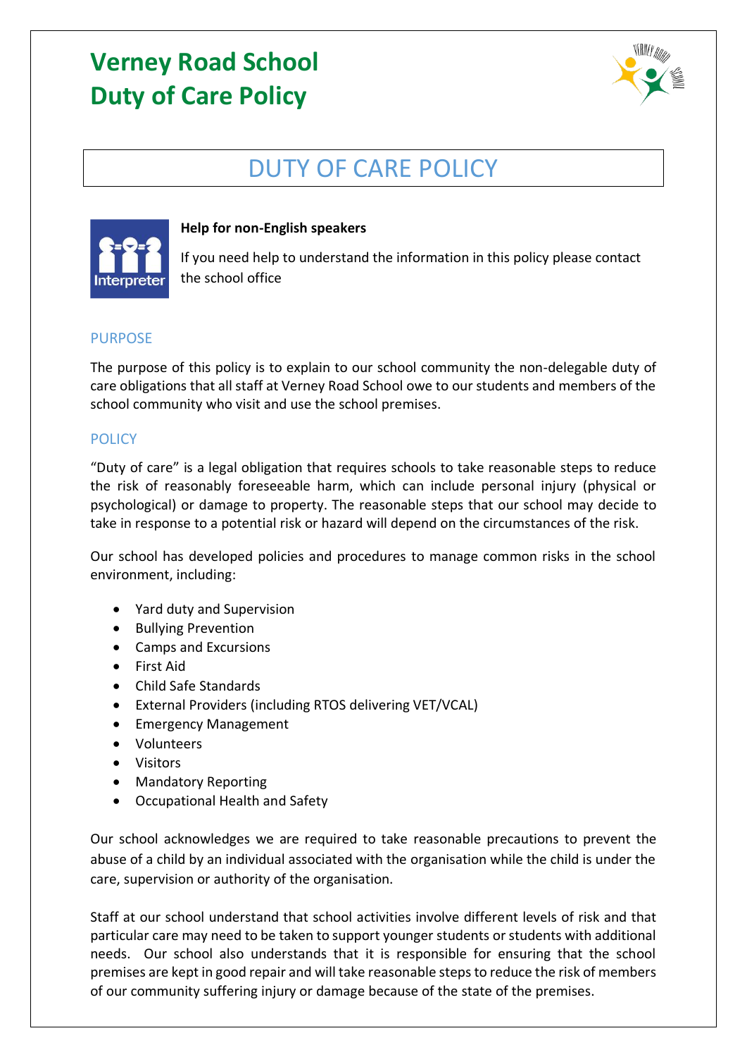# Verney Road School
# Duty of Care Policy

## DUTY OF CARE POLICY

**Help for non-English speakers**

If you need help to understand the information in this policy please contact the school office

### PURPOSE

The purpose of this policy is to explain to our school community the non-delegable duty of care obligations that all staff at Verney Road School owe to our students and members of the school community who visit and use the school premises.

### POLICY

"Duty of care" is a legal obligation that requires schools to take reasonable steps to reduce the risk of reasonably foreseeable harm, which can include personal injury (physical or psychological) or damage to property. The reasonable steps that our school may decide to take in response to a potential risk or hazard will depend on the circumstances of the risk.

Our school has developed policies and procedures to manage common risks in the school environment, including:

- Yard duty and Supervision
- Bullying Prevention
- Camps and Excursions
- First Aid
- Child Safe Standards
- External Providers (including RTOS delivering VET/VCAL)
- Emergency Management
- Volunteers
- Visitors
- Mandatory Reporting
- Occupational Health and Safety

Our school acknowledges we are required to take reasonable precautions to prevent the abuse of a child by an individual associated with the organisation while the child is under the care, supervision or authority of the organisation.

Staff at our school understand that school activities involve different levels of risk and that particular care may need to be taken to support younger students or students with additional needs. Our school also understands that it is responsible for ensuring that the school premises are kept in good repair and will take reasonable steps to reduce the risk of members of our community suffering injury or damage because of the state of the premises.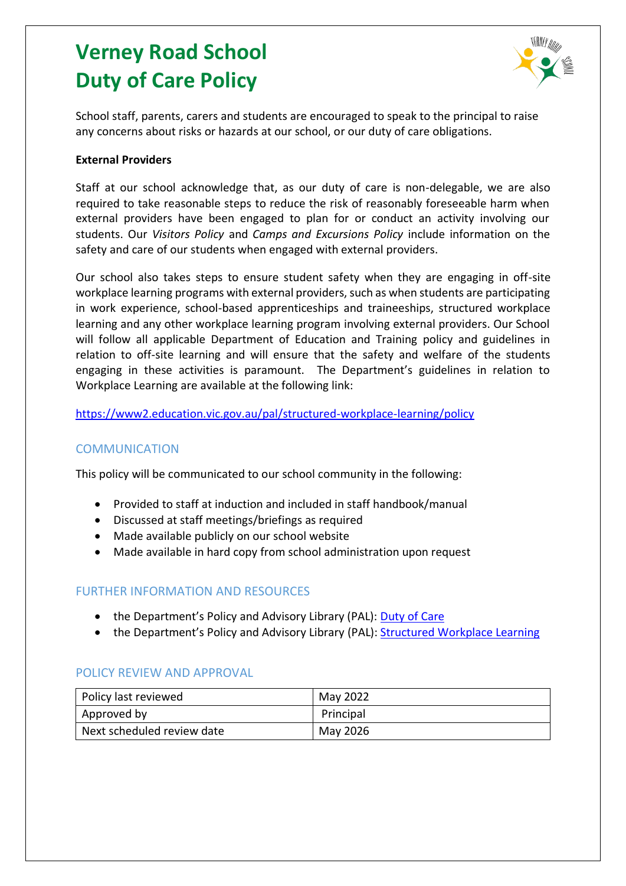# Verney Road School
# Duty of Care Policy

School staff, parents, carers and students are encouraged to speak to the principal to raise any concerns about risks or hazards at our school, or our duty of care obligations.

**External Providers**

Staff at our school acknowledge that, as our duty of care is non-delegable, we are also required to take reasonable steps to reduce the risk of reasonably foreseeable harm when external providers have been engaged to plan for or conduct an activity involving our students. Our *Visitors Policy* and *Camps and Excursions Policy* include information on the safety and care of our students when engaged with external providers.

Our school also takes steps to ensure student safety when they are engaging in off-site workplace learning programs with external providers, such as when students are participating in work experience, school-based apprenticeships and traineeships, structured workplace learning and any other workplace learning program involving external providers. Our School will follow all applicable Department of Education and Training policy and guidelines in relation to off-site learning and will ensure that the safety and welfare of the students engaging in these activities is paramount. The Department's guidelines in relation to Workplace Learning are available at the following link:

https://www2.education.vic.gov.au/pal/structured-workplace-learning/policy

## COMMUNICATION

This policy will be communicated to our school community in the following:

- Provided to staff at induction and included in staff handbook/manual
- Discussed at staff meetings/briefings as required
- Made available publicly on our school website
- Made available in hard copy from school administration upon request

## FURTHER INFORMATION AND RESOURCES

- the Department's Policy and Advisory Library (PAL): Duty of Care
- the Department's Policy and Advisory Library (PAL): Structured Workplace Learning

## POLICY REVIEW AND APPROVAL

| | |
|---|---|
| Policy last reviewed | May 2022 |
| Approved by | Principal |
| Next scheduled review date | May 2026 |